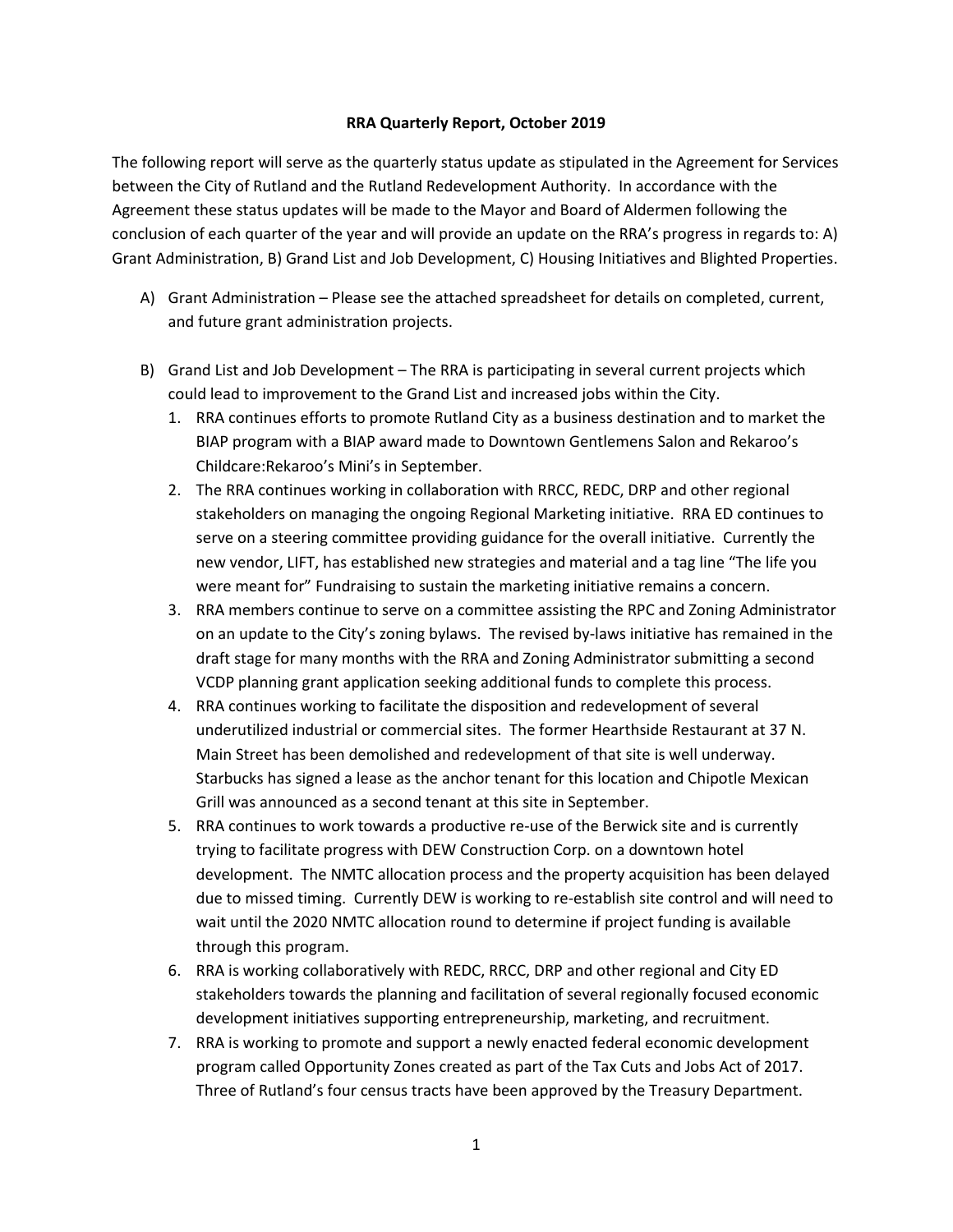**RRA Quarterly Report, October 2019**

The following report will serve as the quarterly status update as stipulated in the Agreement for Services between the City of Rutland and the Rutland Redevelopment Authority. In accordance with the Agreement these status updates will be made to the Mayor and Board of Aldermen following the conclusion of each quarter of the year and will provide an update on the RRA's progress in regards to: A) Grant Administration, B) Grand List and Job Development, C) Housing Initiatives and Blighted Properties.

A) Grant Administration – Please see the attached spreadsheet for details on completed, current, and future grant administration projects.

B) Grand List and Job Development – The RRA is participating in several current projects which could lead to improvement to the Grand List and increased jobs within the City.

1. RRA continues efforts to promote Rutland City as a business destination and to market the BIAP program with a BIAP award made to Downtown Gentlemens Salon and Rekaroo's Childcare:Rekaroo's Mini's in September.
2. The RRA continues working in collaboration with RRCC, REDC, DRP and other regional stakeholders on managing the ongoing Regional Marketing initiative. RRA ED continues to serve on a steering committee providing guidance for the overall initiative. Currently the new vendor, LIFT, has established new strategies and material and a tag line "The life you were meant for" Fundraising to sustain the marketing initiative remains a concern.
3. RRA members continue to serve on a committee assisting the RPC and Zoning Administrator on an update to the City's zoning bylaws. The revised by-laws initiative has remained in the draft stage for many months with the RRA and Zoning Administrator submitting a second VCDP planning grant application seeking additional funds to complete this process.
4. RRA continues working to facilitate the disposition and redevelopment of several underutilized industrial or commercial sites. The former Hearthside Restaurant at 37 N. Main Street has been demolished and redevelopment of that site is well underway. Starbucks has signed a lease as the anchor tenant for this location and Chipotle Mexican Grill was announced as a second tenant at this site in September.
5. RRA continues to work towards a productive re-use of the Berwick site and is currently trying to facilitate progress with DEW Construction Corp. on a downtown hotel development. The NMTC allocation process and the property acquisition has been delayed due to missed timing. Currently DEW is working to re-establish site control and will need to wait until the 2020 NMTC allocation round to determine if project funding is available through this program.
6. RRA is working collaboratively with REDC, RRCC, DRP and other regional and City ED stakeholders towards the planning and facilitation of several regionally focused economic development initiatives supporting entrepreneurship, marketing, and recruitment.
7. RRA is working to promote and support a newly enacted federal economic development program called Opportunity Zones created as part of the Tax Cuts and Jobs Act of 2017. Three of Rutland's four census tracts have been approved by the Treasury Department.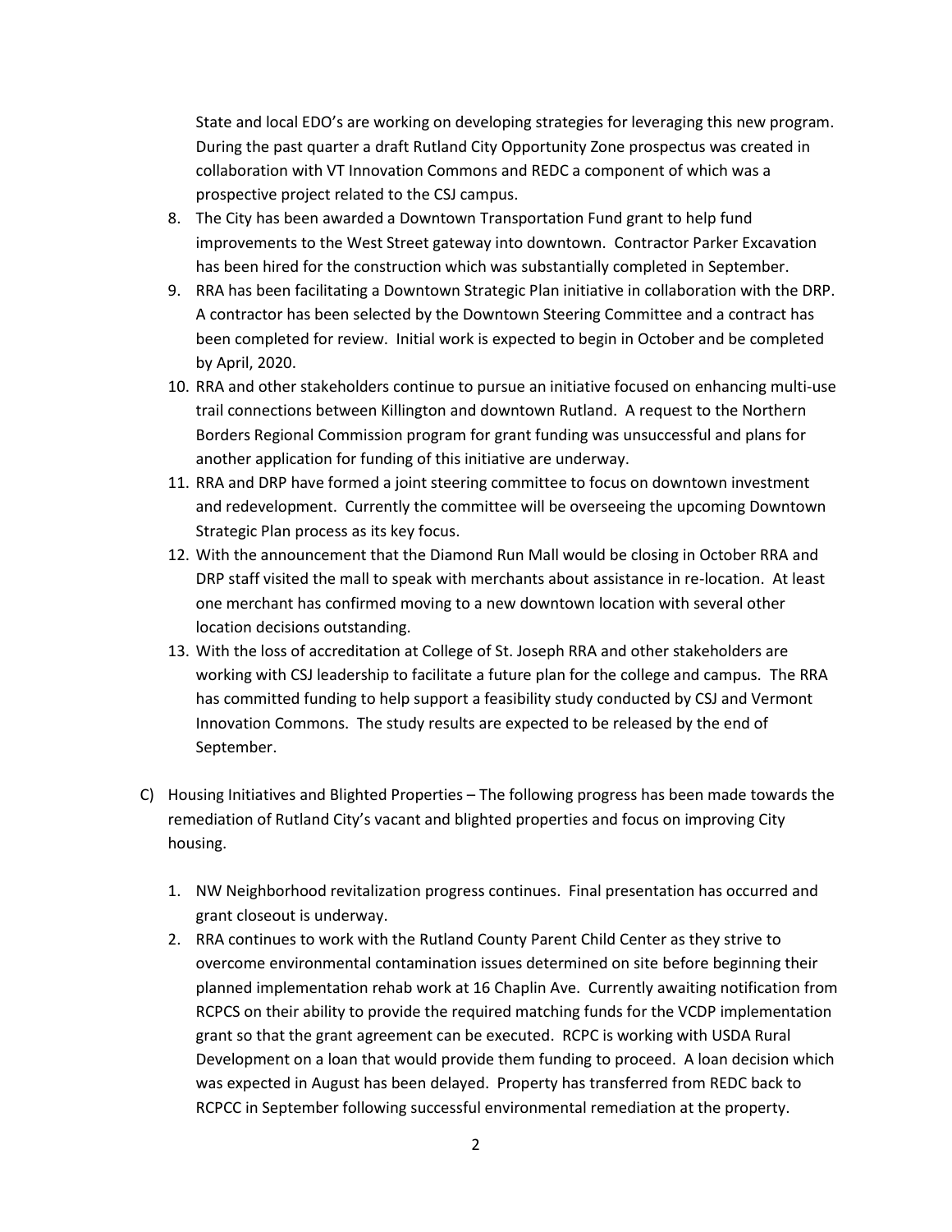State and local EDO's are working on developing strategies for leveraging this new program. During the past quarter a draft Rutland City Opportunity Zone prospectus was created in collaboration with VT Innovation Commons and REDC a component of which was a prospective project related to the CSJ campus.

8. The City has been awarded a Downtown Transportation Fund grant to help fund improvements to the West Street gateway into downtown. Contractor Parker Excavation has been hired for the construction which was substantially completed in September.
9. RRA has been facilitating a Downtown Strategic Plan initiative in collaboration with the DRP. A contractor has been selected by the Downtown Steering Committee and a contract has been completed for review. Initial work is expected to begin in October and be completed by April, 2020.
10. RRA and other stakeholders continue to pursue an initiative focused on enhancing multi-use trail connections between Killington and downtown Rutland. A request to the Northern Borders Regional Commission program for grant funding was unsuccessful and plans for another application for funding of this initiative are underway.
11. RRA and DRP have formed a joint steering committee to focus on downtown investment and redevelopment. Currently the committee will be overseeing the upcoming Downtown Strategic Plan process as its key focus.
12. With the announcement that the Diamond Run Mall would be closing in October RRA and DRP staff visited the mall to speak with merchants about assistance in re-location. At least one merchant has confirmed moving to a new downtown location with several other location decisions outstanding.
13. With the loss of accreditation at College of St. Joseph RRA and other stakeholders are working with CSJ leadership to facilitate a future plan for the college and campus. The RRA has committed funding to help support a feasibility study conducted by CSJ and Vermont Innovation Commons. The study results are expected to be released by the end of September.

C) Housing Initiatives and Blighted Properties – The following progress has been made towards the remediation of Rutland City's vacant and blighted properties and focus on improving City housing.

1. NW Neighborhood revitalization progress continues. Final presentation has occurred and grant closeout is underway.
2. RRA continues to work with the Rutland County Parent Child Center as they strive to overcome environmental contamination issues determined on site before beginning their planned implementation rehab work at 16 Chaplin Ave. Currently awaiting notification from RCPCS on their ability to provide the required matching funds for the VCDP implementation grant so that the grant agreement can be executed. RCPC is working with USDA Rural Development on a loan that would provide them funding to proceed. A loan decision which was expected in August has been delayed. Property has transferred from REDC back to RCPCC in September following successful environmental remediation at the property.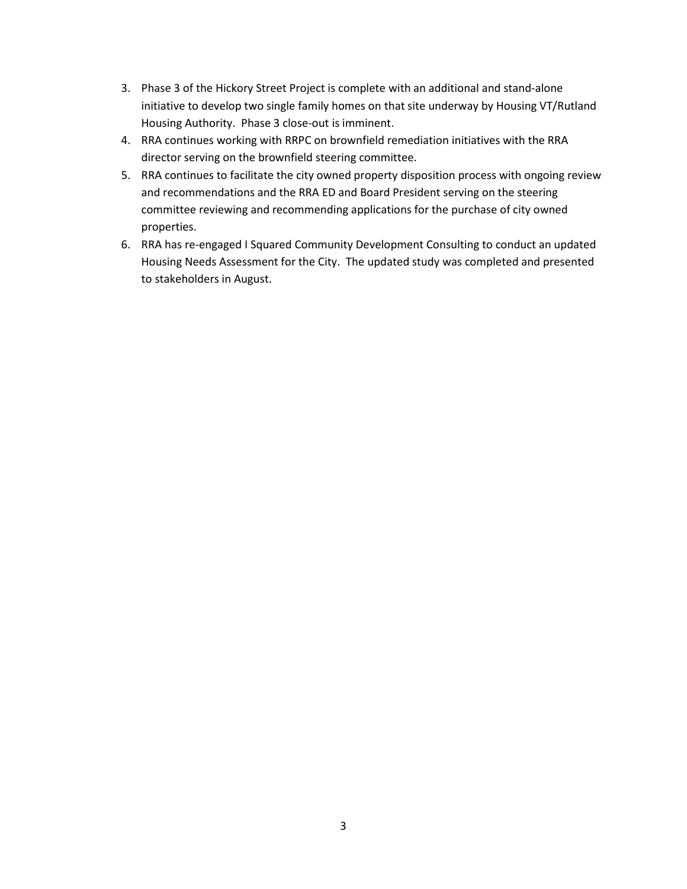3. Phase 3 of the Hickory Street Project is complete with an additional and stand-alone initiative to develop two single family homes on that site underway by Housing VT/Rutland Housing Authority. Phase 3 close-out is imminent.
4. RRA continues working with RRPC on brownfield remediation initiatives with the RRA director serving on the brownfield steering committee.
5. RRA continues to facilitate the city owned property disposition process with ongoing review and recommendations and the RRA ED and Board President serving on the steering committee reviewing and recommending applications for the purchase of city owned properties.
6. RRA has re-engaged I Squared Community Development Consulting to conduct an updated Housing Needs Assessment for the City. The updated study was completed and presented to stakeholders in August.